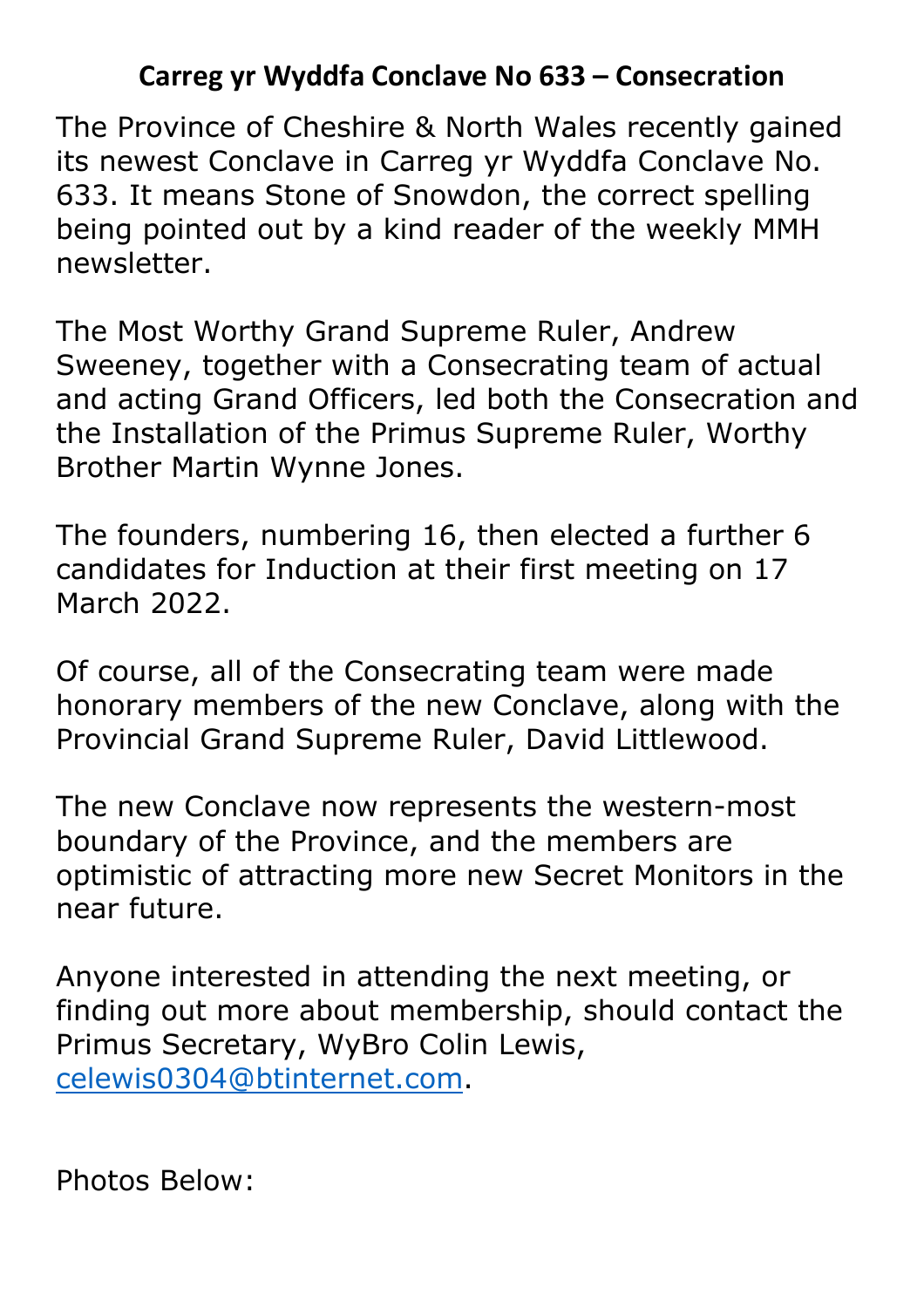# Carreg yr Wyddfa Conclave No 633 – Consecration

The Province of Cheshire & North Wales recently gained its newest Conclave in Carreg yr Wyddfa Conclave No. 633. It means Stone of Snowdon, the correct spelling being pointed out by a kind reader of the weekly MMH newsletter.

The Most Worthy Grand Supreme Ruler, Andrew Sweeney, together with a Consecrating team of actual and acting Grand Officers, led both the Consecration and the Installation of the Primus Supreme Ruler, Worthy Brother Martin Wynne Jones.

The founders, numbering 16, then elected a further 6 candidates for Induction at their first meeting on 17 March 2022.

Of course, all of the Consecrating team were made honorary members of the new Conclave, along with the Provincial Grand Supreme Ruler, David Littlewood.

The new Conclave now represents the western-most boundary of the Province, and the members are optimistic of attracting more new Secret Monitors in the near future.

Anyone interested in attending the next meeting, or finding out more about membership, should contact the Primus Secretary, WyBro Colin Lewis, [celewis0304@btinternet.com](mailto:celewis0304@btinternet.com).

Photos Below: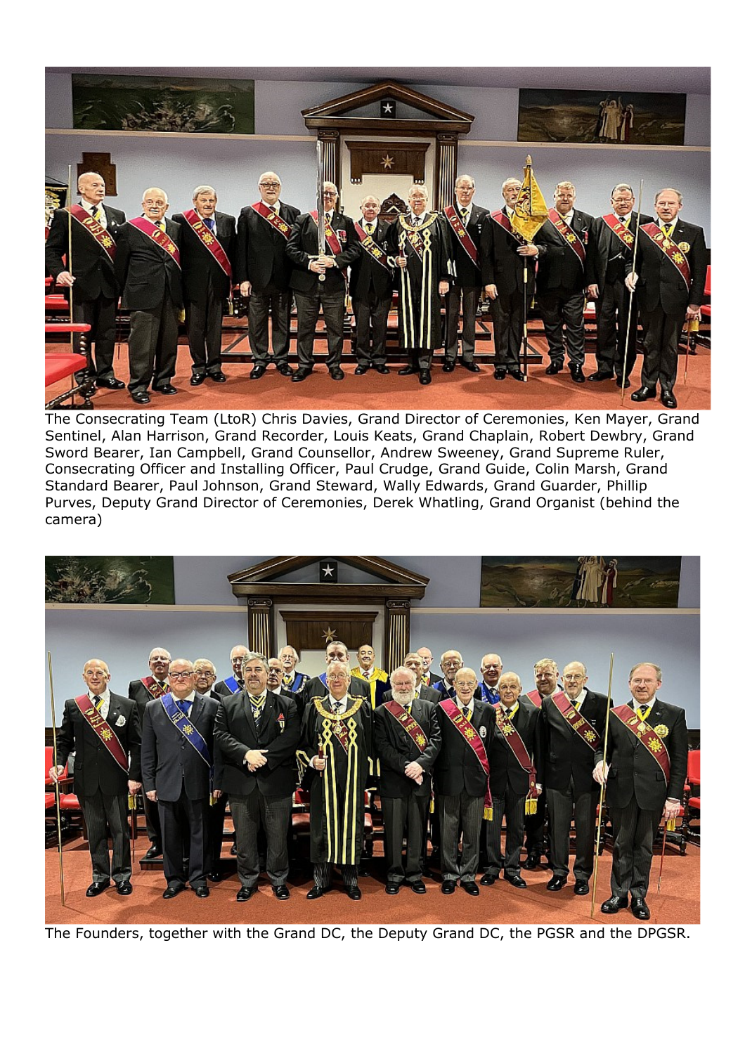The Consecrating Team (LtoR) Chris Davies, Grand Director of Ceremonies, Ken Mayer, Grand Sentinel, Alan Harrison, Grand Recorder, Louis Keats, Grand Chaplain, Robert Dewbry, Grand Sword Bearer, Ian Campbell, Grand Counsellor, Andrew Sweeney, Grand Supreme Ruler, Consecrating Officer and Installing Officer, Paul Crudge, Grand Guide, Colin Marsh, Grand Standard Bearer, Paul Johnson, Grand Steward, Wally Edwards, Grand Guarder, Phillip Purves, Deputy Grand Director of Ceremonies, Derek Whatling, Grand Organist (behind the camera)

The Founders, together with the Grand DC, the Deputy Grand DC, the PGSR and the DPGSR.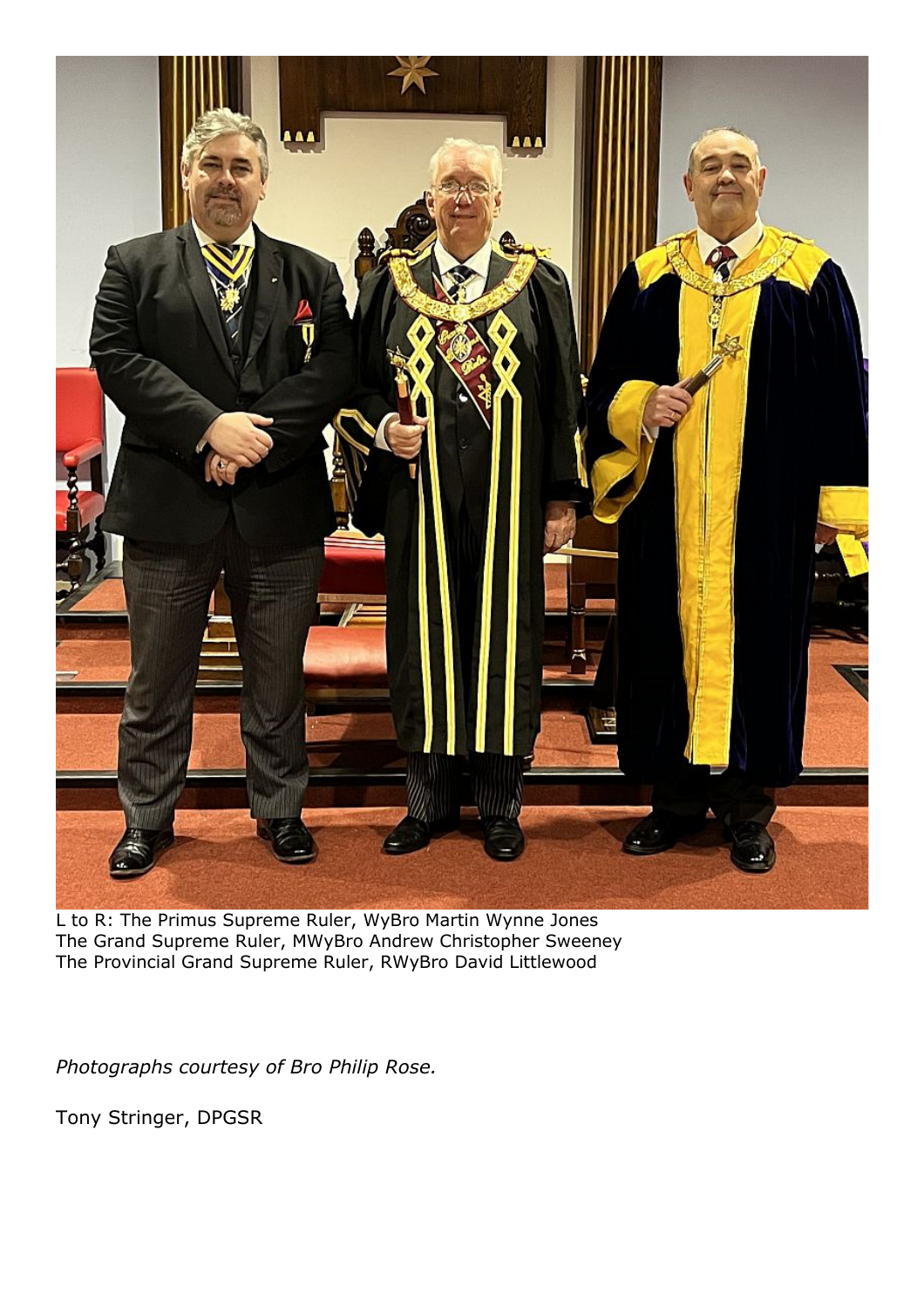L to R: The Primus Supreme Ruler, WyBro Martin Wynne Jones
The Grand Supreme Ruler, MWyBro Andrew Christopher Sweeney
The Provincial Grand Supreme Ruler, RWyBro David Littlewood

*Photographs courtesy of Bro Philip Rose.*

Tony Stringer, DPGSR